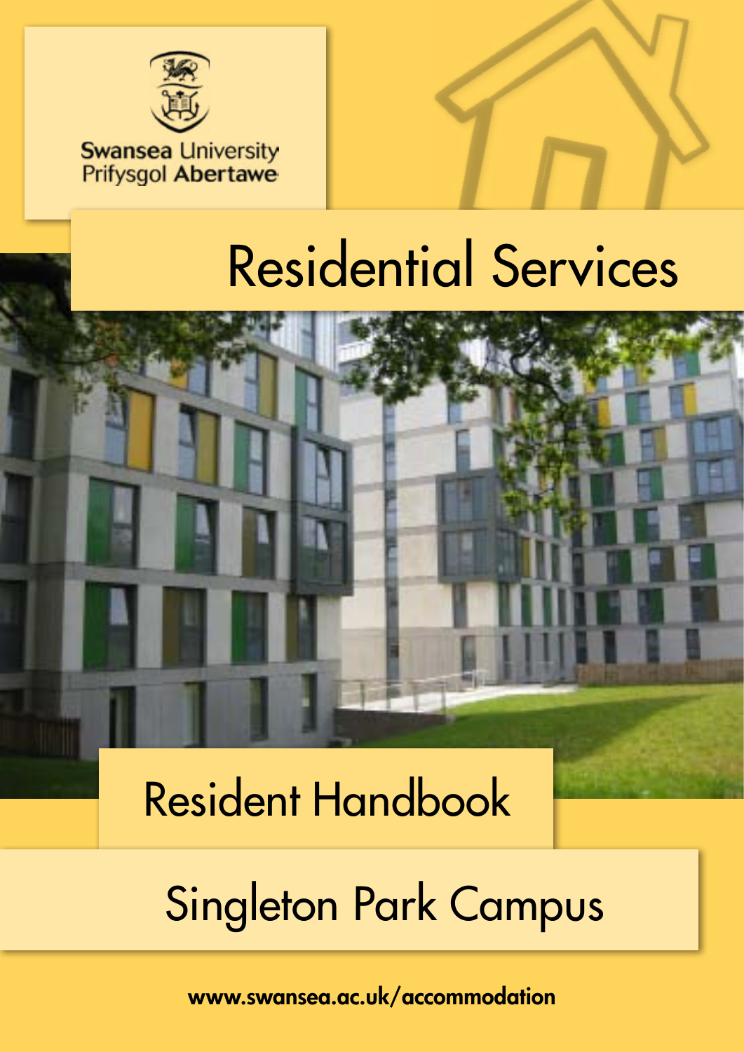Swansea University
Prifysgol Abertawe

# Residential Services

## Resident Handbook

## Singleton Park Campus

**www.swansea.ac.uk/accommodation**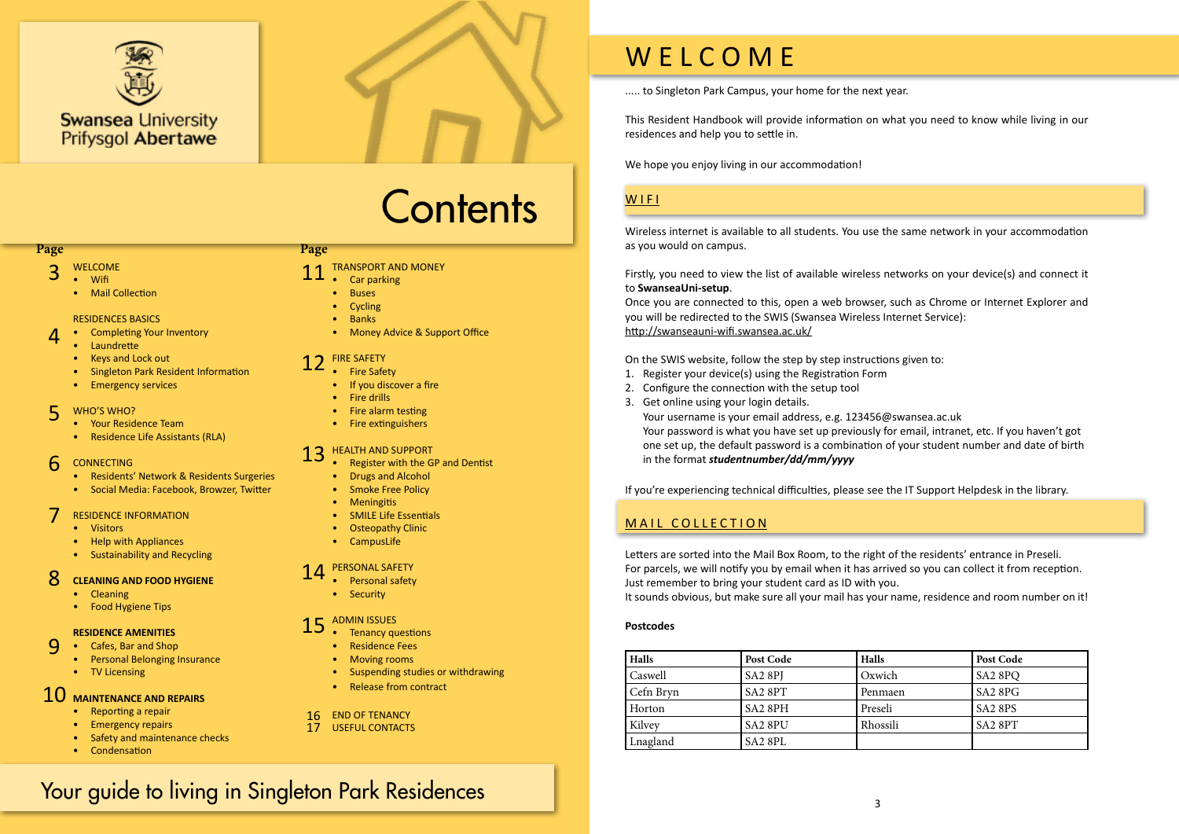Swansea University
Prifysgol Abertawe

# Contents

| Page | | Page | |
|---|---|---|---|
| 3 | WELCOME<br>• Wifi<br>• Mail Collection | 11 | TRANSPORT AND MONEY<br>• Car parking<br>• Buses<br>• Cycling<br>• Banks<br>• Money Advice & Support Office |
| 4 | RESIDENCES BASICS<br>• Completing Your Inventory<br>• Laundrette<br>• Keys and Lock out<br>• Singleton Park Resident Information<br>• Emergency services | 12 | FIRE SAFETY<br>• Fire Safety<br>• If you discover a fire<br>• Fire drills<br>• Fire alarm testing<br>• Fire extinguishers |
| 5 | WHO'S WHO?<br>• Your Residence Team<br>• Residence Life Assistants (RLA) | 13 | HEALTH AND SUPPORT<br>• Register with the GP and Dentist<br>• Drugs and Alcohol<br>• Smoke Free Policy<br>• Meningitis<br>• SMILE Life Essentials<br>• Osteopathy Clinic<br>• CampusLife |
| 6 | CONNECTING<br>• Residents' Network & Residents Surgeries<br>• Social Media: Facebook, Browzer, Twitter | 14 | PERSONAL SAFETY<br>• Personal safety<br>• Security |
| 7 | RESIDENCE INFORMATION<br>• Visitors<br>• Help with Appliances<br>• Sustainability and Recycling | 15 | ADMIN ISSUES<br>• Tenancy questions<br>• Residence Fees<br>• Moving rooms<br>• Suspending studies or withdrawing<br>• Release from contract |
| 8 | CLEANING AND FOOD HYGIENE<br>• Cleaning<br>• Food Hygiene Tips | 16 | END OF TENANCY |
| 9 | RESIDENCE AMENITIES<br>• Cafes, Bar and Shop<br>• Personal Belonging Insurance<br>• TV Licensing | 17 | USEFUL CONTACTS |
| 10 | MAINTENANCE AND REPAIRS<br>• Reporting a repair<br>• Emergency repairs<br>• Safety and maintenance checks<br>• Condensation | | |

Your guide to living in Singleton Park Residences

# WELCOME

..... to Singleton Park Campus, your home for the next year.

This Resident Handbook will provide information on what you need to know while living in our residences and help you to settle in.

We hope you enjoy living in our accommodation!

## WIFI

Wireless internet is available to all students. You use the same network in your accommodation as you would on campus.

Firstly, you need to view the list of available wireless networks on your device(s) and connect it to **SwanseaUni-setup**.
Once you are connected to this, open a web browser, such as Chrome or Internet Explorer and you will be redirected to the SWIS (Swansea Wireless Internet Service): http://swanseauni-wifi.swansea.ac.uk/

On the SWIS website, follow the step by step instructions given to:

1. Register your device(s) using the Registration Form
2. Configure the connection with the setup tool
3. Get online using your login details.
   Your username is your email address, e.g. 123456@swansea.ac.uk
   Your password is what you have set up previously for email, intranet, etc. If you haven't got one set up, the default password is a combination of your student number and date of birth in the format ***studentnumber/dd/mm/yyyy***

If you're experiencing technical difficulties, please see the IT Support Helpdesk in the library.

## MAIL COLLECTION

Letters are sorted into the Mail Box Room, to the right of the residents' entrance in Preseli.
For parcels, we will notify you by email when it has arrived so you can collect it from reception.
Just remember to bring your student card as ID with you.
It sounds obvious, but make sure all your mail has your name, residence and room number on it!

**Postcodes**

| Halls | Post Code | Halls | Post Code |
|---|---|---|---|
| Caswell | SA2 8PJ | Oxwich | SA2 8PQ |
| Cefn Bryn | SA2 8PT | Penmaen | SA2 8PG |
| Horton | SA2 8PH | Preseli | SA2 8PS |
| Kilvey | SA2 8PU | Rhossili | SA2 8PT |
| Lnagland | SA2 8PL | | |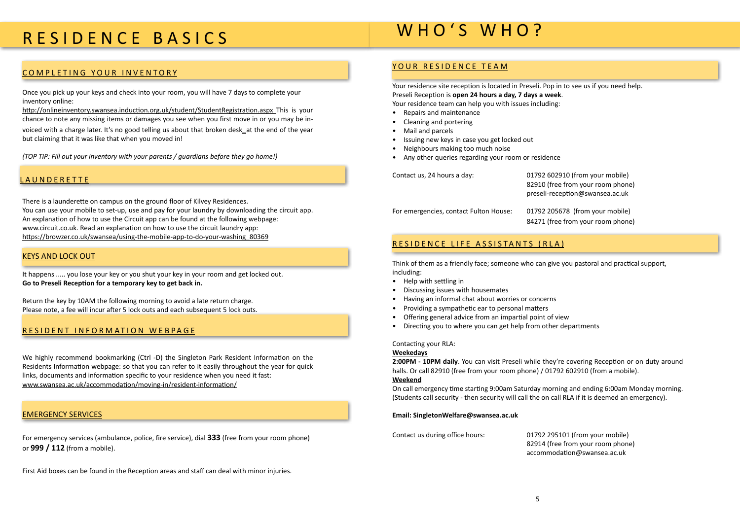# RESIDENCE BASICS

## COMPLETING YOUR INVENTORY

Once you pick up your keys and check into your room, you will have 7 days to complete your inventory online:
http://onlineinventory.swansea.induction.org.uk/student/StudentRegistration.aspx This is your chance to note any missing items or damages you see when you first move in or you may be invoiced with a charge later. It's no good telling us about that broken desk at the end of the year but claiming that it was like that when you moved in!

*(TOP TIP: Fill out your inventory with your parents / guardians before they go home!)*

## LAUNDERETTE

There is a launderette on campus on the ground floor of Kilvey Residences.
You can use your mobile to set-up, use and pay for your laundry by downloading the circuit app. An explanation of how to use the Circuit app can be found at the following webpage: www.circuit.co.uk. Read an explanation on how to use the circuit laundry app:
https://browzer.co.uk/swansea/using-the-mobile-app-to-do-your-washing_80369

## KEYS AND LOCK OUT

It happens ..... you lose your key or you shut your key in your room and get locked out.
**Go to Preseli Reception for a temporary key to get back in.**

Return the key by 10AM the following morning to avoid a late return charge.
Please note, a fee will incur after 5 lock outs and each subsequent 5 lock outs.

## RESIDENT INFORMATION WEBPAGE

We highly recommend bookmarking (Ctrl -D) the Singleton Park Resident Information on the Residents Information webpage: so that you can refer to it easily throughout the year for quick links, documents and information specific to your residence when you need it fast:
www.swansea.ac.uk/accommodation/moving-in/resident-information/

## EMERGENCY SERVICES

For emergency services (ambulance, police, fire service), dial **333** (free from your room phone) or **999 / 112** (from a mobile).

First Aid boxes can be found in the Reception areas and staff can deal with minor injuries.

# WHO'S WHO?

## YOUR RESIDENCE TEAM

Your residence site reception is located in Preseli. Pop in to see us if you need help.
Preseli Reception is **open 24 hours a day, 7 days a week**.
Your residence team can help you with issues including:

- Repairs and maintenance
- Cleaning and portering
- Mail and parcels
- Issuing new keys in case you get locked out
- Neighbours making too much noise
- Any other queries regarding your room or residence

Contact us, 24 hours a day:
01792 602910 (from your mobile)
82910 (free from your room phone)
preseli-reception@swansea.ac.uk

For emergencies, contact Fulton House:
01792 205678 (from your mobile)
84271 (free from your room phone)

## RESIDENCE LIFE ASSISTANTS (RLA)

Think of them as a friendly face; someone who can give you pastoral and practical support, including:

- Help with settling in
- Discussing issues with housemates
- Having an informal chat about worries or concerns
- Providing a sympathetic ear to personal matters
- Offering general advice from an impartial point of view
- Directing you to where you can get help from other departments

Contacting your RLA:

**Weekedays**

**2:00PM - 10PM daily**. You can visit Preseli while they're covering Reception or on duty around halls. Or call 82910 (free from your room phone) / 01792 602910 (from a mobile).

**Weekend**

On call emergency time starting 9:00am Saturday morning and ending 6:00am Monday morning. (Students call security - then security will call the on call RLA if it is deemed an emergency).

**Email: SingletonWelfare@swansea.ac.uk**

Contact us during office hours:
01792 295101 (from your mobile)
82914 (free from your room phone)
accommodation@swansea.ac.uk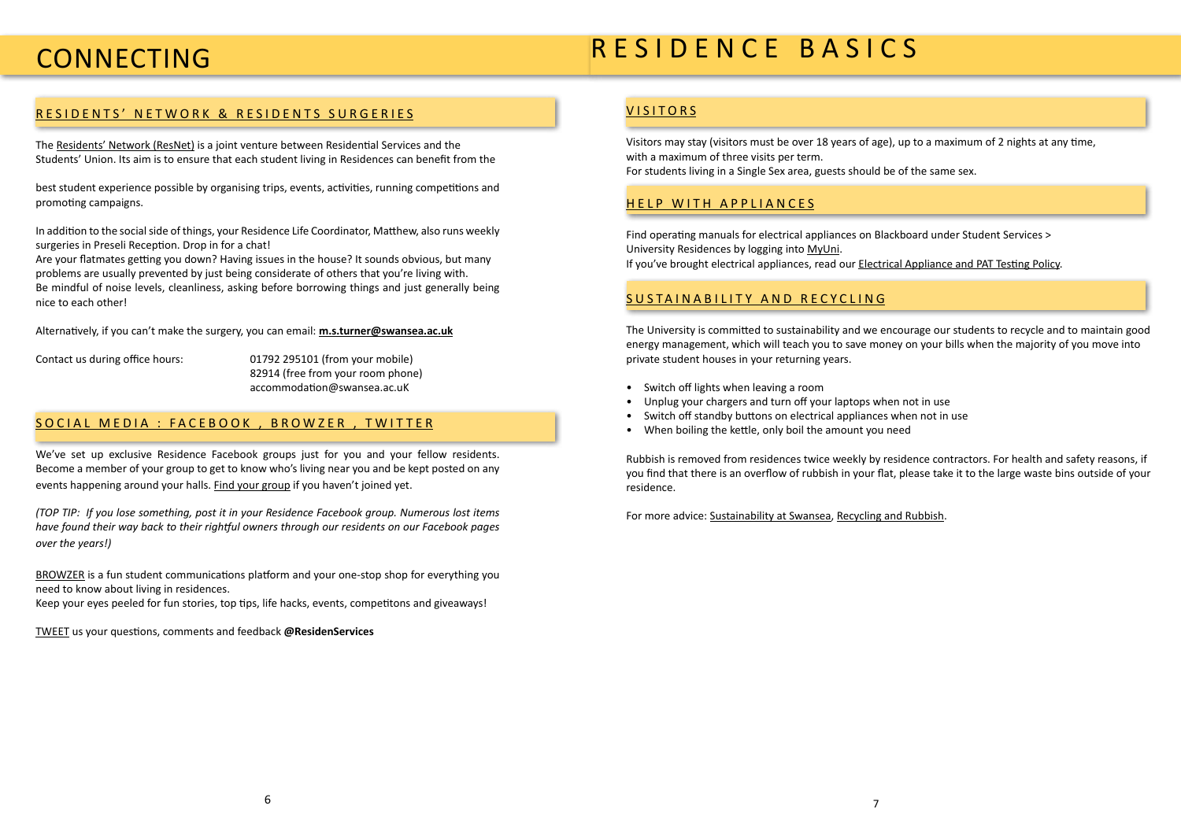# CONNECTING

## RESIDENTS' NETWORK & RESIDENTS SURGERIES

The Residents' Network (ResNet) is a joint venture between Residential Services and the Students' Union. Its aim is to ensure that each student living in Residences can benefit from the

best student experience possible by organising trips, events, activities, running competitions and promoting campaigns.

In addition to the social side of things, your Residence Life Coordinator, Matthew, also runs weekly surgeries in Preseli Reception. Drop in for a chat!
Are your flatmates getting you down? Having issues in the house? It sounds obvious, but many problems are usually prevented by just being considerate of others that you're living with.
Be mindful of noise levels, cleanliness, asking before borrowing things and just generally being nice to each other!

Alternatively, if you can't make the surgery, you can email: **m.s.turner@swansea.ac.uk**

Contact us during office hours:
01792 295101 (from your mobile)
82914 (free from your room phone)
accommodation@swansea.ac.uK

## SOCIAL MEDIA : FACEBOOK , BROWZER , TWITTER

We've set up exclusive Residence Facebook groups just for you and your fellow residents. Become a member of your group to get to know who's living near you and be kept posted on any events happening around your halls. Find your group if you haven't joined yet.

*(TOP TIP: If you lose something, post it in your Residence Facebook group. Numerous lost items have found their way back to their rightful owners through our residents on our Facebook pages over the years!)*

BROWZER is a fun student communications platform and your one-stop shop for everything you need to know about living in residences.
Keep your eyes peeled for fun stories, top tips, life hacks, events, competitons and giveaways!

TWEET us your questions, comments and feedback **@ResidenServices**

# RESIDENCE BASICS

## VISITORS

Visitors may stay (visitors must be over 18 years of age), up to a maximum of 2 nights at any time, with a maximum of three visits per term.
For students living in a Single Sex area, guests should be of the same sex.

## HELP WITH APPLIANCES

Find operating manuals for electrical appliances on Blackboard under Student Services > University Residences by logging into MyUni.
If you've brought electrical appliances, read our Electrical Appliance and PAT Testing Policy.

## SUSTAINABILITY AND RECYCLING

The University is committed to sustainability and we encourage our students to recycle and to maintain good energy management, which will teach you to save money on your bills when the majority of you move into private student houses in your returning years.

- Switch off lights when leaving a room
- Unplug your chargers and turn off your laptops when not in use
- Switch off standby buttons on electrical appliances when not in use
- When boiling the kettle, only boil the amount you need

Rubbish is removed from residences twice weekly by residence contractors. For health and safety reasons, if you find that there is an overflow of rubbish in your flat, please take it to the large waste bins outside of your residence.

For more advice: Sustainability at Swansea, Recycling and Rubbish.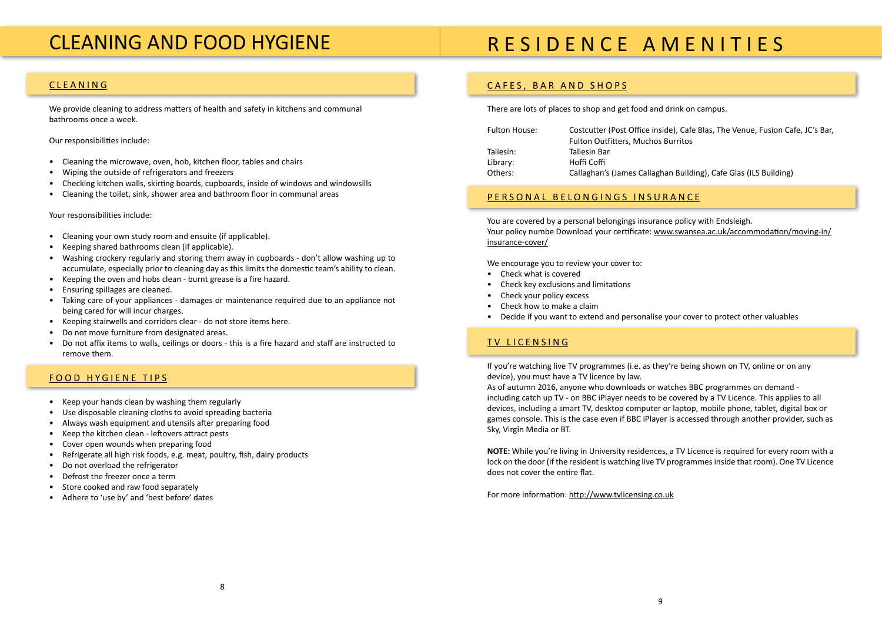# CLEANING AND FOOD HYGIENE

## CLEANING

We provide cleaning to address matters of health and safety in kitchens and communal bathrooms once a week.

Our responsibilities include:

- Cleaning the microwave, oven, hob, kitchen floor, tables and chairs
- Wiping the outside of refrigerators and freezers
- Checking kitchen walls, skirting boards, cupboards, inside of windows and windowsills
- Cleaning the toilet, sink, shower area and bathroom floor in communal areas

Your responsibilities include:

- Cleaning your own study room and ensuite (if applicable).
- Keeping shared bathrooms clean (if applicable).
- Washing crockery regularly and storing them away in cupboards - don't allow washing up to accumulate, especially prior to cleaning day as this limits the domestic team's ability to clean.
- Keeping the oven and hobs clean - burnt grease is a fire hazard.
- Ensuring spillages are cleaned.
- Taking care of your appliances - damages or maintenance required due to an appliance not being cared for will incur charges.
- Keeping stairwells and corridors clear - do not store items here.
- Do not move furniture from designated areas.
- Do not affix items to walls, ceilings or doors - this is a fire hazard and staff are instructed to remove them.

## FOOD HYGIENE TIPS

- Keep your hands clean by washing them regularly
- Use disposable cleaning cloths to avoid spreading bacteria
- Always wash equipment and utensils after preparing food
- Keep the kitchen clean - leftovers attract pests
- Cover open wounds when preparing food
- Refrigerate all high risk foods, e.g. meat, poultry, fish, dairy products
- Do not overload the refrigerator
- Defrost the freezer once a term
- Store cooked and raw food separately
- Adhere to 'use by' and 'best before' dates

# RESIDENCE AMENITIES

## CAFES, BAR AND SHOPS

There are lots of places to shop and get food and drink on campus.

| | |
|---|---|
| Fulton House: | Costcutter (Post Office inside), Cafe Blas, The Venue, Fusion Cafe, JC's Bar, Fulton Outfitters, Muchos Burritos |
| Taliesin: | Taliesin Bar |
| Library: | Hoffi Coffi |
| Others: | Callaghan's (James Callaghan Building), Cafe Glas (ILS Building) |

## PERSONAL BELONGINGS INSURANCE

You are covered by a personal belongings insurance policy with Endsleigh.
Your policy numbe Download your certificate: www.swansea.ac.uk/accommodation/moving-in/insurance-cover/

We encourage you to review your cover to:

- Check what is covered
- Check key exclusions and limitations
- Check your policy excess
- Check how to make a claim
- Decide if you want to extend and personalise your cover to protect other valuables

## TV LICENSING

If you're watching live TV programmes (i.e. as they're being shown on TV, online or on any device), you must have a TV licence by law.
As of autumn 2016, anyone who downloads or watches BBC programmes on demand - including catch up TV - on BBC iPlayer needs to be covered by a TV Licence. This applies to all devices, including a smart TV, desktop computer or laptop, mobile phone, tablet, digital box or games console. This is the case even if BBC iPlayer is accessed through another provider, such as Sky, Virgin Media or BT.

**NOTE:** While you're living in University residences, a TV Licence is required for every room with a lock on the door (if the resident is watching live TV programmes inside that room). One TV Licence does not cover the entire flat.

For more information: http://www.tvlicensing.co.uk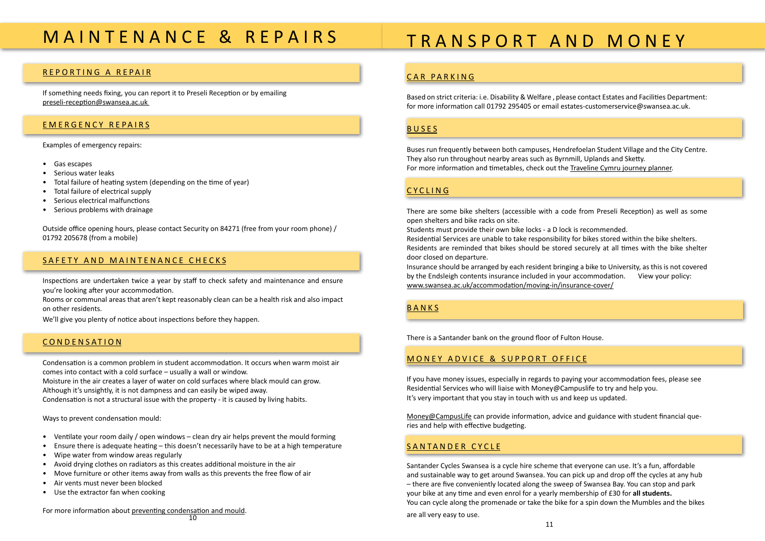# MAINTENANCE & REPAIRS

## REPORTING A REPAIR

If something needs fixing, you can report it to Preseli Reception or by emailing preseli-reception@swansea.ac.uk

## EMERGENCY REPAIRS

Examples of emergency repairs:

- Gas escapes
- Serious water leaks
- Total failure of heating system (depending on the time of year)
- Total failure of electrical supply
- Serious electrical malfunctions
- Serious problems with drainage

Outside office opening hours, please contact Security on 84271 (free from your room phone) / 01792 205678 (from a mobile)

## SAFETY AND MAINTENANCE CHECKS

Inspections are undertaken twice a year by staff to check safety and maintenance and ensure you're looking after your accommodation.

Rooms or communal areas that aren't kept reasonably clean can be a health risk and also impact on other residents.

We'll give you plenty of notice about inspections before they happen.

## CONDENSATION

Condensation is a common problem in student accommodation. It occurs when warm moist air comes into contact with a cold surface – usually a wall or window.

Moisture in the air creates a layer of water on cold surfaces where black mould can grow.

Although it's unsightly, it is not dampness and can easily be wiped away.

Condensation is not a structural issue with the property - it is caused by living habits.

Ways to prevent condensation mould:

- Ventilate your room daily / open windows – clean dry air helps prevent the mould forming
- Ensure there is adequate heating – this doesn't necessarily have to be at a high temperature
- Wipe water from window areas regularly
- Avoid drying clothes on radiators as this creates additional moisture in the air
- Move furniture or other items away from walls as this prevents the free flow of air
- Air vents must never been blocked
- Use the extractor fan when cooking

For more information about preventing condensation and mould.

# TRANSPORT AND MONEY

## CAR PARKING

Based on strict criteria: i.e. Disability & Welfare , please contact Estates and Facilities Department: for more information call 01792 295405 or email estates-customerservice@swansea.ac.uk.

## BUSES

Buses run frequently between both campuses, Hendrefoelan Student Village and the City Centre. They also run throughout nearby areas such as Byrnmill, Uplands and Sketty.

For more information and timetables, check out the Traveline Cymru journey planner.

## CYCLING

There are some bike shelters (accessible with a code from Preseli Reception) as well as some open shelters and bike racks on site.

Students must provide their own bike locks - a D lock is recommended.

Residential Services are unable to take responsibility for bikes stored within the bike shelters.

Residents are reminded that bikes should be stored securely at all times with the bike shelter door closed on departure.

Insurance should be arranged by each resident bringing a bike to University, as this is not covered by the Endsleigh contents insurance included in your accommodation. View your policy: www.swansea.ac.uk/accommodation/moving-in/insurance-cover/

## BANKS

There is a Santander bank on the ground floor of Fulton House.

## MONEY ADVICE & SUPPORT OFFICE

If you have money issues, especially in regards to paying your accommodation fees, please see Residential Services who will liaise with Money@Campuslife to try and help you.

It's very important that you stay in touch with us and keep us updated.

Money@CampusLife can provide information, advice and guidance with student financial queries and help with effective budgeting.

## SANTANDER CYCLE

Santander Cycles Swansea is a cycle hire scheme that everyone can use. It's a fun, affordable and sustainable way to get around Swansea. You can pick up and drop off the cycles at any hub – there are five conveniently located along the sweep of Swansea Bay. You can stop and park your bike at any time and even enrol for a yearly membership of £30 for **all students.**

You can cycle along the promenade or take the bike for a spin down the Mumbles and the bikes are all very easy to use.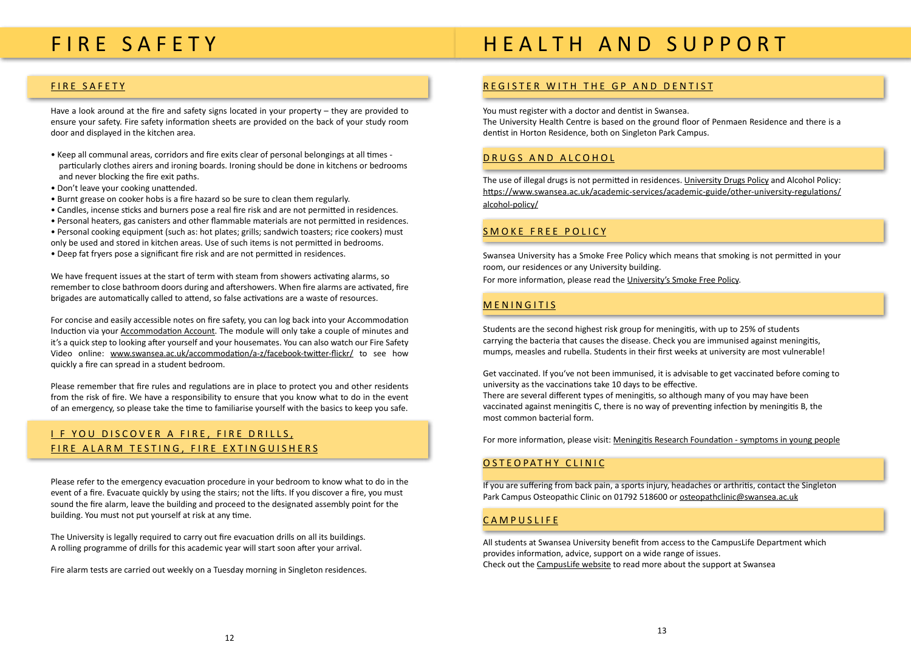# FIRE SAFETY

## FIRE SAFETY

Have a look around at the fire and safety signs located in your property – they are provided to ensure your safety. Fire safety information sheets are provided on the back of your study room door and displayed in the kitchen area.

- Keep all communal areas, corridors and fire exits clear of personal belongings at all times - particularly clothes airers and ironing boards. Ironing should be done in kitchens or bedrooms and never blocking the fire exit paths.
- Don't leave your cooking unattended.
- Burnt grease on cooker hobs is a fire hazard so be sure to clean them regularly.
- Candles, incense sticks and burners pose a real fire risk and are not permitted in residences.
- Personal heaters, gas canisters and other flammable materials are not permitted in residences.
- Personal cooking equipment (such as: hot plates; grills; sandwich toasters; rice cookers) must only be used and stored in kitchen areas. Use of such items is not permitted in bedrooms.
- Deep fat fryers pose a significant fire risk and are not permitted in residences.

We have frequent issues at the start of term with steam from showers activating alarms, so remember to close bathroom doors during and aftershowers. When fire alarms are activated, fire brigades are automatically called to attend, so false activations are a waste of resources.

For concise and easily accessible notes on fire safety, you can log back into your Accommodation Induction via your Accommodation Account. The module will only take a couple of minutes and it's a quick step to looking after yourself and your housemates. You can also watch our Fire Safety Video online: www.swansea.ac.uk/accommodation/a-z/facebook-twitter-flickr/ to see how quickly a fire can spread in a student bedroom.

Please remember that fire rules and regulations are in place to protect you and other residents from the risk of fire. We have a responsibility to ensure that you know what to do in the event of an emergency, so please take the time to familiarise yourself with the basics to keep you safe.

## IF YOU DISCOVER A FIRE, FIRE DRILLS, FIRE ALARM TESTING, FIRE EXTINGUISHERS

Please refer to the emergency evacuation procedure in your bedroom to know what to do in the event of a fire. Evacuate quickly by using the stairs; not the lifts. If you discover a fire, you must sound the fire alarm, leave the building and proceed to the designated assembly point for the building. You must not put yourself at risk at any time.

The University is legally required to carry out fire evacuation drills on all its buildings. A rolling programme of drills for this academic year will start soon after your arrival.

Fire alarm tests are carried out weekly on a Tuesday morning in Singleton residences.

# HEALTH AND SUPPORT

## REGISTER WITH THE GP AND DENTIST

You must register with a doctor and dentist in Swansea.
The University Health Centre is based on the ground floor of Penmaen Residence and there is a dentist in Horton Residence, both on Singleton Park Campus.

## DRUGS AND ALCOHOL

The use of illegal drugs is not permitted in residences. University Drugs Policy and Alcohol Policy: https://www.swansea.ac.uk/academic-services/academic-guide/other-university-regulations/alcohol-policy/

## SMOKE FREE POLICY

Swansea University has a Smoke Free Policy which means that smoking is not permitted in your room, our residences or any University building.
For more information, please read the University's Smoke Free Policy.

## MENINGITIS

Students are the second highest risk group for meningitis, with up to 25% of students carrying the bacteria that causes the disease. Check you are immunised against meningitis, mumps, measles and rubella. Students in their first weeks at university are most vulnerable!

Get vaccinated. If you've not been immunised, it is advisable to get vaccinated before coming to university as the vaccinations take 10 days to be effective.
There are several different types of meningitis, so although many of you may have been vaccinated against meningitis C, there is no way of preventing infection by meningitis B, the most common bacterial form.

For more information, please visit: Meningitis Research Foundation - symptoms in young people

## OSTEOPATHY CLINIC

If you are suffering from back pain, a sports injury, headaches or arthritis, contact the Singleton Park Campus Osteopathic Clinic on 01792 518600 or osteopathclinic@swansea.ac.uk

## CAMPUSLIFE

All students at Swansea University benefit from access to the CampusLife Department which provides information, advice, support on a wide range of issues.
Check out the CampusLife website to read more about the support at Swansea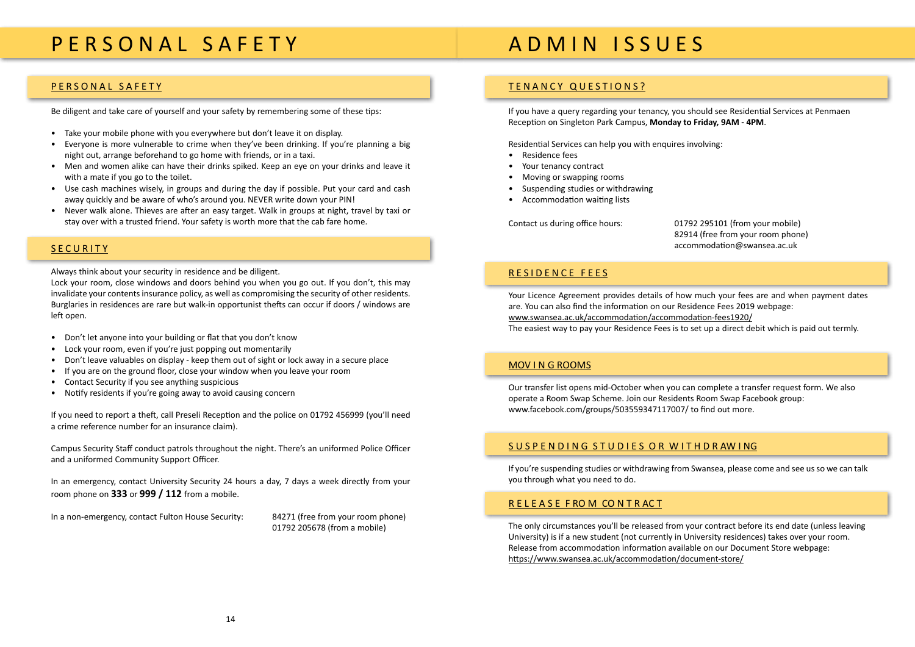# PERSONAL SAFETY

## PERSONAL SAFETY

Be diligent and take care of yourself and your safety by remembering some of these tips:

- Take your mobile phone with you everywhere but don't leave it on display.
- Everyone is more vulnerable to crime when they've been drinking. If you're planning a big night out, arrange beforehand to go home with friends, or in a taxi.
- Men and women alike can have their drinks spiked. Keep an eye on your drinks and leave it with a mate if you go to the toilet.
- Use cash machines wisely, in groups and during the day if possible. Put your card and cash away quickly and be aware of who's around you. NEVER write down your PIN!
- Never walk alone. Thieves are after an easy target. Walk in groups at night, travel by taxi or stay over with a trusted friend. Your safety is worth more that the cab fare home.

## SECURITY

Always think about your security in residence and be diligent.
Lock your room, close windows and doors behind you when you go out. If you don't, this may invalidate your contents insurance policy, as well as compromising the security of other residents. Burglaries in residences are rare but walk-in opportunist thefts can occur if doors / windows are left open.

- Don't let anyone into your building or flat that you don't know
- Lock your room, even if you're just popping out momentarily
- Don't leave valuables on display - keep them out of sight or lock away in a secure place
- If you are on the ground floor, close your window when you leave your room
- Contact Security if you see anything suspicious
- Notify residents if you're going away to avoid causing concern

If you need to report a theft, call Preseli Reception and the police on 01792 456999 (you'll need a crime reference number for an insurance claim).

Campus Security Staff conduct patrols throughout the night. There's an uniformed Police Officer and a uniformed Community Support Officer.

In an emergency, contact University Security 24 hours a day, 7 days a week directly from your room phone on **333** or **999 / 112** from a mobile.

In a non-emergency, contact Fulton House Security: 84271 (free from your room phone)
01792 205678 (from a mobile)

# ADMIN ISSUES

## TENANCY QUESTIONS?

If you have a query regarding your tenancy, you should see Residential Services at Penmaen Reception on Singleton Park Campus, **Monday to Friday, 9AM - 4PM**.

Residential Services can help you with enquires involving:

- Residence fees
- Your tenancy contract
- Moving or swapping rooms
- Suspending studies or withdrawing
- Accommodation waiting lists

Contact us during office hours: 01792 295101 (from your mobile)
82914 (free from your room phone)
accommodation@swansea.ac.uk

## RESIDENCE FEES

Your Licence Agreement provides details of how much your fees are and when payment dates are. You can also find the information on our Residence Fees 2019 webpage:
www.swansea.ac.uk/accommodation/accommodation-fees1920/
The easiest way to pay your Residence Fees is to set up a direct debit which is paid out termly.

## MOVING ROOMS

Our transfer list opens mid-October when you can complete a transfer request form. We also operate a Room Swap Scheme. Join our Residents Room Swap Facebook group: www.facebook.com/groups/503559347117007/ to find out more.

## SUSPENDING STUDIES OR WITHDRAWING

If you're suspending studies or withdrawing from Swansea, please come and see us so we can talk you through what you need to do.

## RELEASE FROM CONTRACT

The only circumstances you'll be released from your contract before its end date (unless leaving University) is if a new student (not currently in University residences) takes over your room. Release from accommodation information available on our Document Store webpage:
https://www.swansea.ac.uk/accommodation/document-store/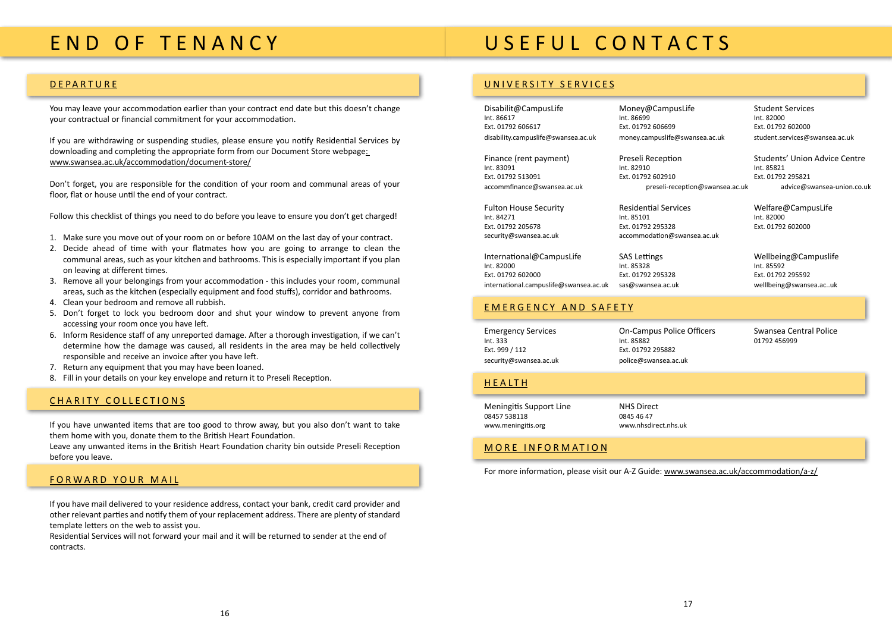# END OF TENANCY

## DEPARTURE

You may leave your accommodation earlier than your contract end date but this doesn't change your contractual or financial commitment for your accommodation.

If you are withdrawing or suspending studies, please ensure you notify Residential Services by downloading and completing the appropriate form from our Document Store webpage: www.swansea.ac.uk/accommodation/document-store/

Don't forget, you are responsible for the condition of your room and communal areas of your floor, flat or house until the end of your contract.

Follow this checklist of things you need to do before you leave to ensure you don't get charged!

1. Make sure you move out of your room on or before 10AM on the last day of your contract.
2. Decide ahead of time with your flatmates how you are going to arrange to clean the communal areas, such as your kitchen and bathrooms. This is especially important if you plan on leaving at different times.
3. Remove all your belongings from your accommodation - this includes your room, communal areas, such as the kitchen (especially equipment and food stuffs), corridor and bathrooms.
4. Clean your bedroom and remove all rubbish.
5. Don't forget to lock you bedroom door and shut your window to prevent anyone from accessing your room once you have left.
6. Inform Residence staff of any unreported damage. After a thorough investigation, if we can't determine how the damage was caused, all residents in the area may be held collectively responsible and receive an invoice after you have left.
7. Return any equipment that you may have been loaned.
8. Fill in your details on your key envelope and return it to Preseli Reception.

## CHARITY COLLECTIONS

If you have unwanted items that are too good to throw away, but you also don't want to take them home with you, donate them to the British Heart Foundation.
Leave any unwanted items in the British Heart Foundation charity bin outside Preseli Reception before you leave.

## FORWARD YOUR MAIL

If you have mail delivered to your residence address, contact your bank, credit card provider and other relevant parties and notify them of your replacement address. There are plenty of standard template letters on the web to assist you.
Residential Services will not forward your mail and it will be returned to sender at the end of contracts.

# USEFUL CONTACTS

## UNIVERSITY SERVICES

**Disabilit@CampusLife**
Int. 86617
Ext. 01792 606617
disability.campuslife@swansea.ac.uk

**Money@CampusLife**
Int. 86699
Ext. 01792 606699
money.campuslife@swansea.ac.uk

**Student Services**
Int. 82000
Ext. 01792 602000
student.services@swansea.ac.uk

**Finance (rent payment)**
Int. 83091
Ext. 01792 513091
accommfinance@swansea.ac.uk

**Preseli Reception**
Int. 82910
Ext. 01792 602910
preseli-reception@swansea.ac.uk

**Students' Union Advice Centre**
Int. 85821
Ext. 01792 295821
advice@swansea-union.co.uk

**Fulton House Security**
Int. 84271
Ext. 01792 205678
security@swansea.ac.uk

**Residential Services**
Int. 85101
Ext. 01792 295328
accommodation@swansea.ac.uk

**Welfare@CampusLife**
Int. 82000
Ext. 01792 602000

**International@CampusLife**
Int. 82000
Ext. 01792 602000
international.campuslife@swansea.ac.uk

**SAS Lettings**
Int. 85328
Ext. 01792 295328
sas@swansea.ac.uk

**Wellbeing@Campuslife**
Int. 85592
Ext. 01792 295592
welllbeing@swansea.ac..uk

## EMERGENCY AND SAFETY

**Emergency Services**
Int. 333
Ext. 999 / 112
security@swansea.ac.uk

**On-Campus Police Officers**
Int. 85882
Ext. 01792 295882
police@swansea.ac.uk

**Swansea Central Police**
01792 456999

## HEALTH

**Meningitis Support Line**
08457 538118
www.meningitis.org

**NHS Direct**
0845 46 47
www.nhsdirect.nhs.uk

## MORE INFORMATION

For more information, please visit our A-Z Guide: www.swansea.ac.uk/accommodation/a-z/